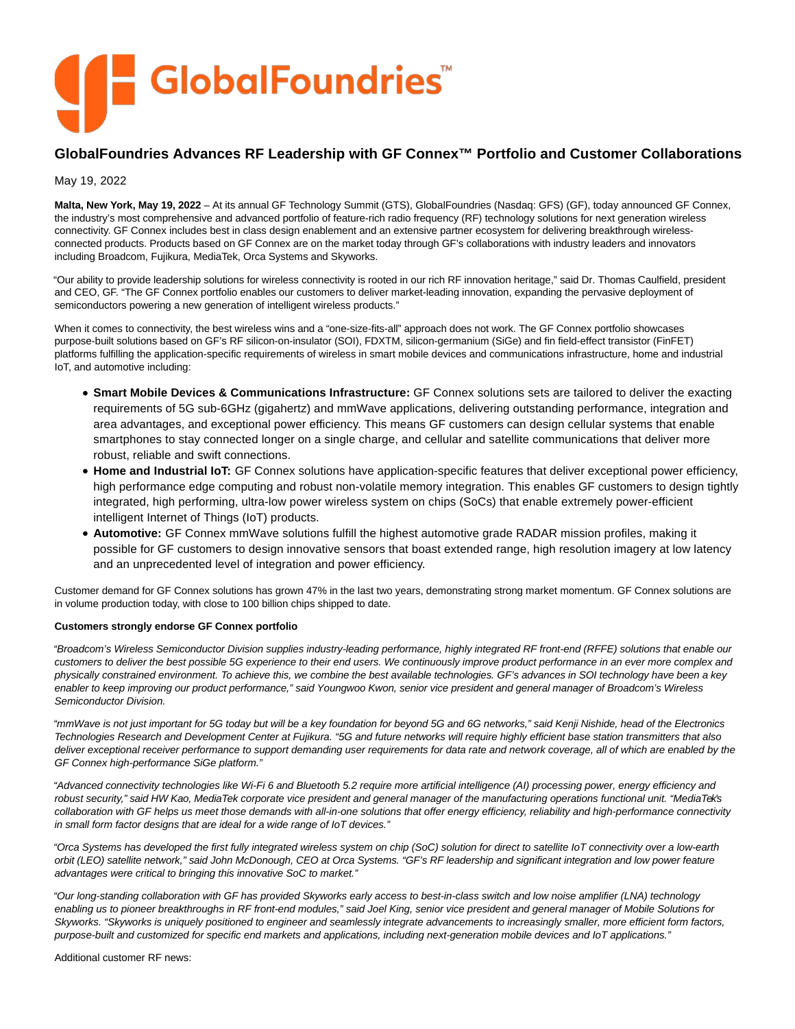# GlobalFoundries Advances RF Leadership with GF Connex™ Portfolio and Customer Collaborations

May 19, 2022

**Malta, New York, May 19, 2022** – At its annual GF Technology Summit (GTS), GlobalFoundries (Nasdaq: GFS) (GF), today announced GF Connex, the industry's most comprehensive and advanced portfolio of feature-rich radio frequency (RF) technology solutions for next generation wireless connectivity. GF Connex includes best in class design enablement and an extensive partner ecosystem for delivering breakthrough wireless-connected products. Products based on GF Connex are on the market today through GF's collaborations with industry leaders and innovators including Broadcom, Fujikura, MediaTek, Orca Systems and Skyworks.

"Our ability to provide leadership solutions for wireless connectivity is rooted in our rich RF innovation heritage," said Dr. Thomas Caulfield, president and CEO, GF. "The GF Connex portfolio enables our customers to deliver market-leading innovation, expanding the pervasive deployment of semiconductors powering a new generation of intelligent wireless products."

When it comes to connectivity, the best wireless wins and a "one-size-fits-all" approach does not work. The GF Connex portfolio showcases purpose-built solutions based on GF's RF silicon-on-insulator (SOI), FDXTM, silicon-germanium (SiGe) and fin field-effect transistor (FinFET) platforms fulfilling the application-specific requirements of wireless in smart mobile devices and communications infrastructure, home and industrial IoT, and automotive including:

- **Smart Mobile Devices & Communications Infrastructure:** GF Connex solutions sets are tailored to deliver the exacting requirements of 5G sub-6GHz (gigahertz) and mmWave applications, delivering outstanding performance, integration and area advantages, and exceptional power efficiency. This means GF customers can design cellular systems that enable smartphones to stay connected longer on a single charge, and cellular and satellite communications that deliver more robust, reliable and swift connections.
- **Home and Industrial IoT:** GF Connex solutions have application-specific features that deliver exceptional power efficiency, high performance edge computing and robust non-volatile memory integration. This enables GF customers to design tightly integrated, high performing, ultra-low power wireless system on chips (SoCs) that enable extremely power-efficient intelligent Internet of Things (IoT) products.
- **Automotive:** GF Connex mmWave solutions fulfill the highest automotive grade RADAR mission profiles, making it possible for GF customers to design innovative sensors that boast extended range, high resolution imagery at low latency and an unprecedented level of integration and power efficiency.

Customer demand for GF Connex solutions has grown 47% in the last two years, demonstrating strong market momentum. GF Connex solutions are in volume production today, with close to 100 billion chips shipped to date.

**Customers strongly endorse GF Connex portfolio**

*"Broadcom's Wireless Semiconductor Division supplies industry-leading performance, highly integrated RF front-end (RFFE) solutions that enable our customers to deliver the best possible 5G experience to their end users. We continuously improve product performance in an ever more complex and physically constrained environment. To achieve this, we combine the best available technologies. GF's advances in SOI technology have been a key enabler to keep improving our product performance," said Youngwoo Kwon, senior vice president and general manager of Broadcom's Wireless Semiconductor Division.*

*"mmWave is not just important for 5G today but will be a key foundation for beyond 5G and 6G networks," said Kenji Nishide, head of the Electronics Technologies Research and Development Center at Fujikura. "5G and future networks will require highly efficient base station transmitters that also deliver exceptional receiver performance to support demanding user requirements for data rate and network coverage, all of which are enabled by the GF Connex high-performance SiGe platform."*

*"Advanced connectivity technologies like Wi-Fi 6 and Bluetooth 5.2 require more artificial intelligence (AI) processing power, energy efficiency and robust security," said HW Kao, MediaTek corporate vice president and general manager of the manufacturing operations functional unit. "MediaTek's collaboration with GF helps us meet those demands with all-in-one solutions that offer energy efficiency, reliability and high-performance connectivity in small form factor designs that are ideal for a wide range of IoT devices."*

*"Orca Systems has developed the first fully integrated wireless system on chip (SoC) solution for direct to satellite IoT connectivity over a low-earth orbit (LEO) satellite network," said John McDonough, CEO at Orca Systems. "GF's RF leadership and significant integration and low power feature advantages were critical to bringing this innovative SoC to market."*

*"Our long-standing collaboration with GF has provided Skyworks early access to best-in-class switch and low noise amplifier (LNA) technology enabling us to pioneer breakthroughs in RF front-end modules," said Joel King, senior vice president and general manager of Mobile Solutions for Skyworks. "Skyworks is uniquely positioned to engineer and seamlessly integrate advancements to increasingly smaller, more efficient form factors, purpose-built and customized for specific end markets and applications, including next-generation mobile devices and IoT applications."*

Additional customer RF news: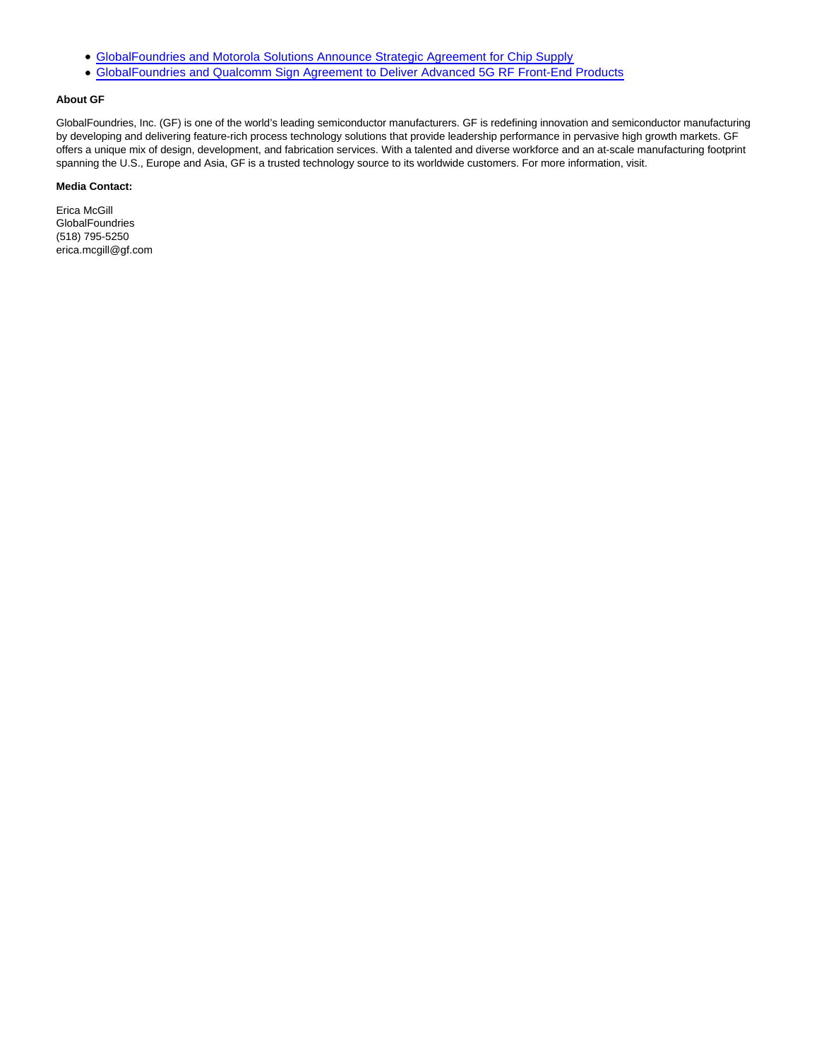- GlobalFoundries and Motorola Solutions Announce Strategic Agreement for Chip Supply
- GlobalFoundries and Qualcomm Sign Agreement to Deliver Advanced 5G RF Front-End Products

**About GF**

GlobalFoundries, Inc. (GF) is one of the world's leading semiconductor manufacturers. GF is redefining innovation and semiconductor manufacturing by developing and delivering feature-rich process technology solutions that provide leadership performance in pervasive high growth markets. GF offers a unique mix of design, development, and fabrication services. With a talented and diverse workforce and an at-scale manufacturing footprint spanning the U.S., Europe and Asia, GF is a trusted technology source to its worldwide customers. For more information, visit.

**Media Contact:**

Erica McGill
GlobalFoundries
(518) 795-5250
erica.mcgill@gf.com